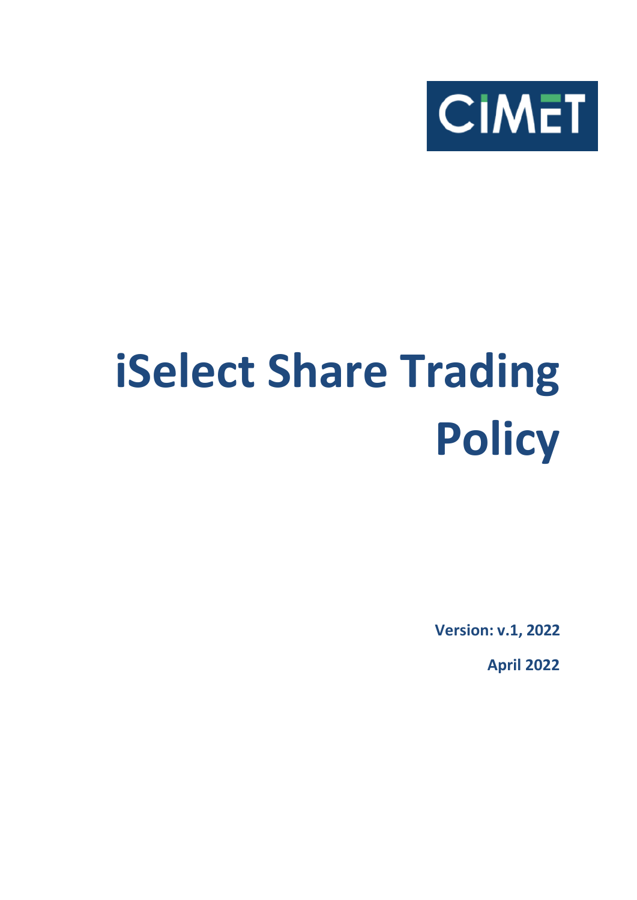CIMET

# iSelect Share Trading Policy

**Version: v.1, 2022**

**April 2022**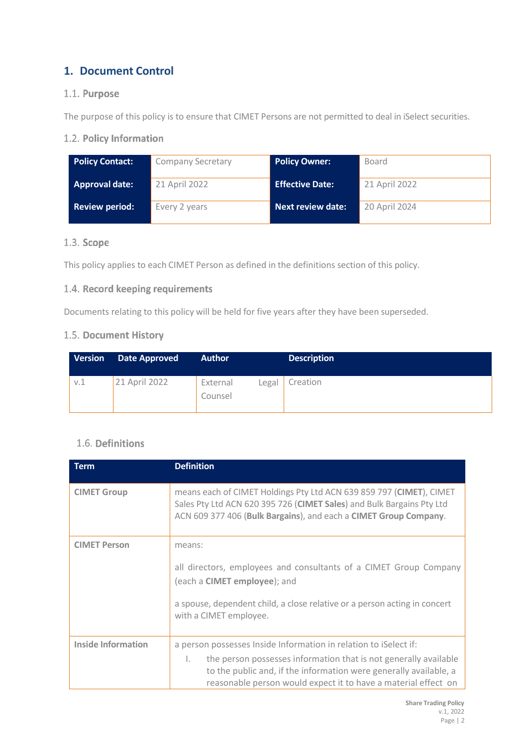# 1. Document Control

## 1.1. Purpose

The purpose of this policy is to ensure that CIMET Persons are not permitted to deal in iSelect securities.

## 1.2. Policy Information

| **Policy Contact:** | Company Secretary | **Policy Owner:** | Board |
|---|---|---|---|
| **Approval date:** | 21 April 2022 | **Effective Date:** | 21 April 2022 |
| **Review period:** | Every 2 years | **Next review date:** | 20 April 2024 |

## 1.3. Scope

This policy applies to each CIMET Person as defined in the definitions section of this policy.

## 1.4. Record keeping requirements

Documents relating to this policy will be held for five years after they have been superseded.

## 1.5. Document History

| Version | Date Approved | Author | Description |
|---|---|---|---|
| v.1 | 21 April 2022 | External Legal Counsel | Creation |

## 1.6. Definitions

| Term | Definition |
|---|---|
| **CIMET Group** | means each of CIMET Holdings Pty Ltd ACN 639 859 797 (**CIMET**), CIMET Sales Pty Ltd ACN 620 395 726 (**CIMET Sales**) and Bulk Bargains Pty Ltd ACN 609 377 406 (**Bulk Bargains**), and each a **CIMET Group Company**. |
| **CIMET Person** | means:<br><br>all directors, employees and consultants of a CIMET Group Company (each a **CIMET employee**); and<br><br>a spouse, dependent child, a close relative or a person acting in concert with a CIMET employee. |
| **Inside Information** | a person possesses Inside Information in relation to iSelect if:<br>I. the person possesses information that is not generally available to the public and, if the information were generally available, a reasonable person would expect it to have a material effect on |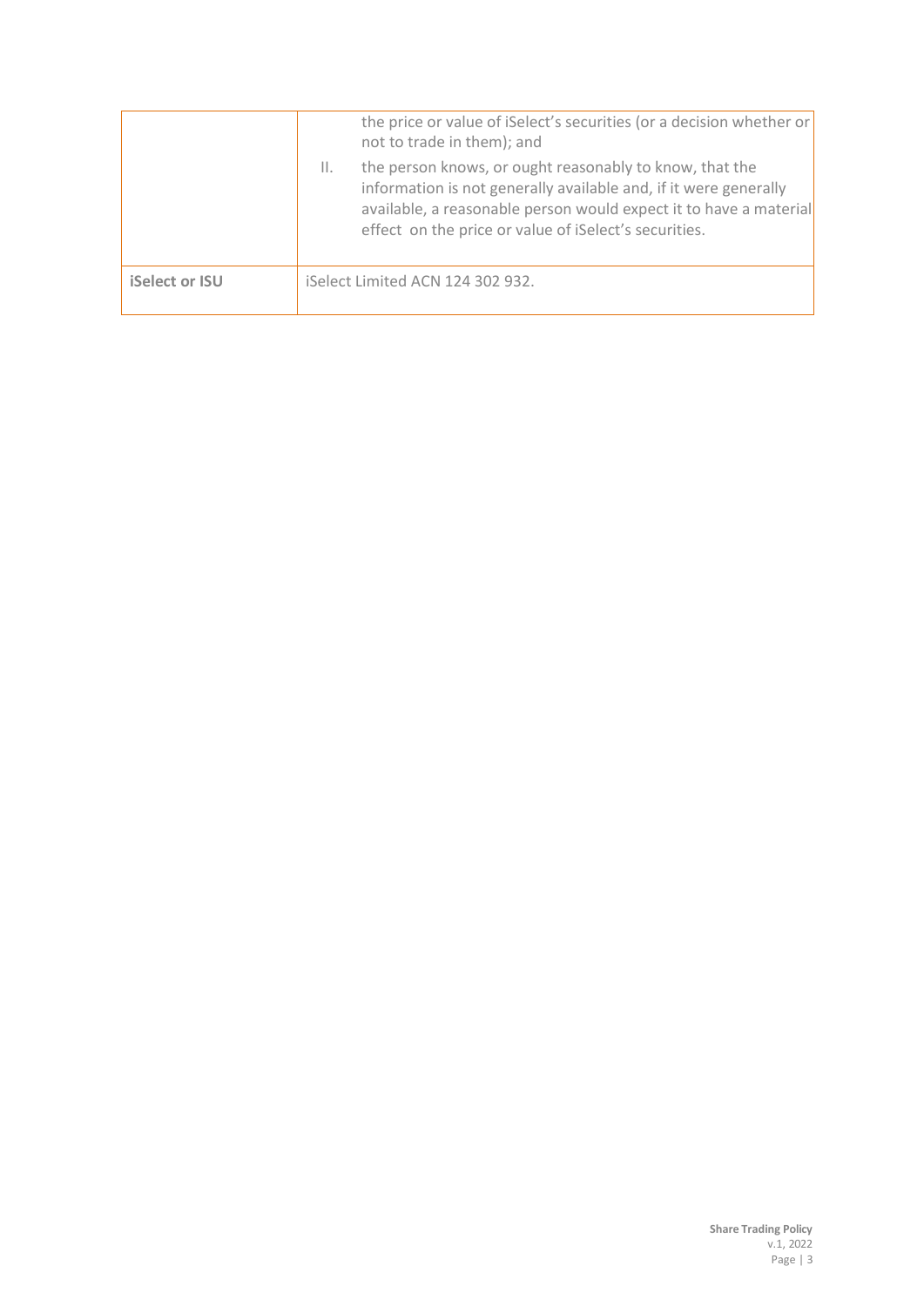| | |
|---|---|
| | the price or value of iSelect's securities (or a decision whether or not to trade in them); and<br><br>II. the person knows, or ought reasonably to know, that the information is not generally available and, if it were generally available, a reasonable person would expect it to have a material effect on the price or value of iSelect's securities. |
| **iSelect or ISU** | iSelect Limited ACN 124 302 932. |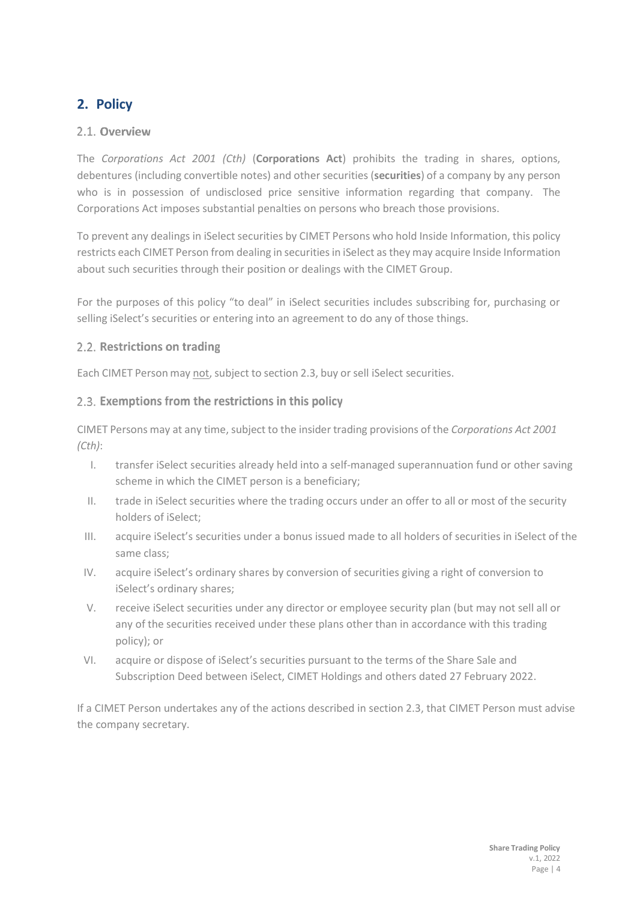## 2. Policy

### 2.1. Overview

The *Corporations Act 2001 (Cth)* (**Corporations Act**) prohibits the trading in shares, options, debentures (including convertible notes) and other securities (**securities**) of a company by any person who is in possession of undisclosed price sensitive information regarding that company. The Corporations Act imposes substantial penalties on persons who breach those provisions.

To prevent any dealings in iSelect securities by CIMET Persons who hold Inside Information, this policy restricts each CIMET Person from dealing in securities in iSelect as they may acquire Inside Information about such securities through their position or dealings with the CIMET Group.

For the purposes of this policy "to deal" in iSelect securities includes subscribing for, purchasing or selling iSelect's securities or entering into an agreement to do any of those things.

### 2.2. Restrictions on trading

Each CIMET Person may <u>not</u>, subject to section 2.3, buy or sell iSelect securities.

### 2.3. Exemptions from the restrictions in this policy

CIMET Persons may at any time, subject to the insider trading provisions of the *Corporations Act 2001 (Cth)*:

I. transfer iSelect securities already held into a self-managed superannuation fund or other saving scheme in which the CIMET person is a beneficiary;

II. trade in iSelect securities where the trading occurs under an offer to all or most of the security holders of iSelect;

III. acquire iSelect's securities under a bonus issued made to all holders of securities in iSelect of the same class;

IV. acquire iSelect's ordinary shares by conversion of securities giving a right of conversion to iSelect's ordinary shares;

V. receive iSelect securities under any director or employee security plan (but may not sell all or any of the securities received under these plans other than in accordance with this trading policy); or

VI. acquire or dispose of iSelect's securities pursuant to the terms of the Share Sale and Subscription Deed between iSelect, CIMET Holdings and others dated 27 February 2022.

If a CIMET Person undertakes any of the actions described in section 2.3, that CIMET Person must advise the company secretary.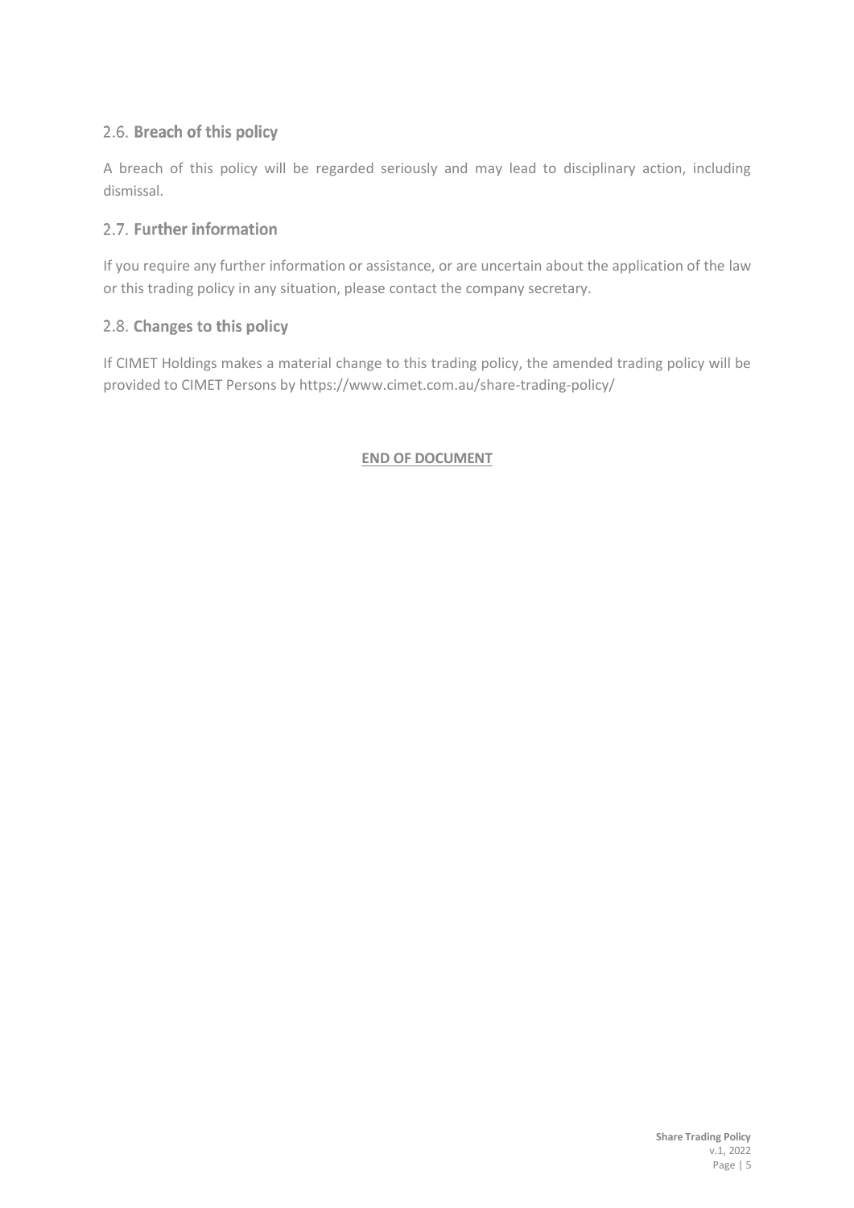## 2.6. **Breach of this policy**

A breach of this policy will be regarded seriously and may lead to disciplinary action, including dismissal.

## 2.7. **Further information**

If you require any further information or assistance, or are uncertain about the application of the law or this trading policy in any situation, please contact the company secretary.

## 2.8. **Changes to this policy**

If CIMET Holdings makes a material change to this trading policy, the amended trading policy will be provided to CIMET Persons by https://www.cimet.com.au/share-trading-policy/

**END OF DOCUMENT**